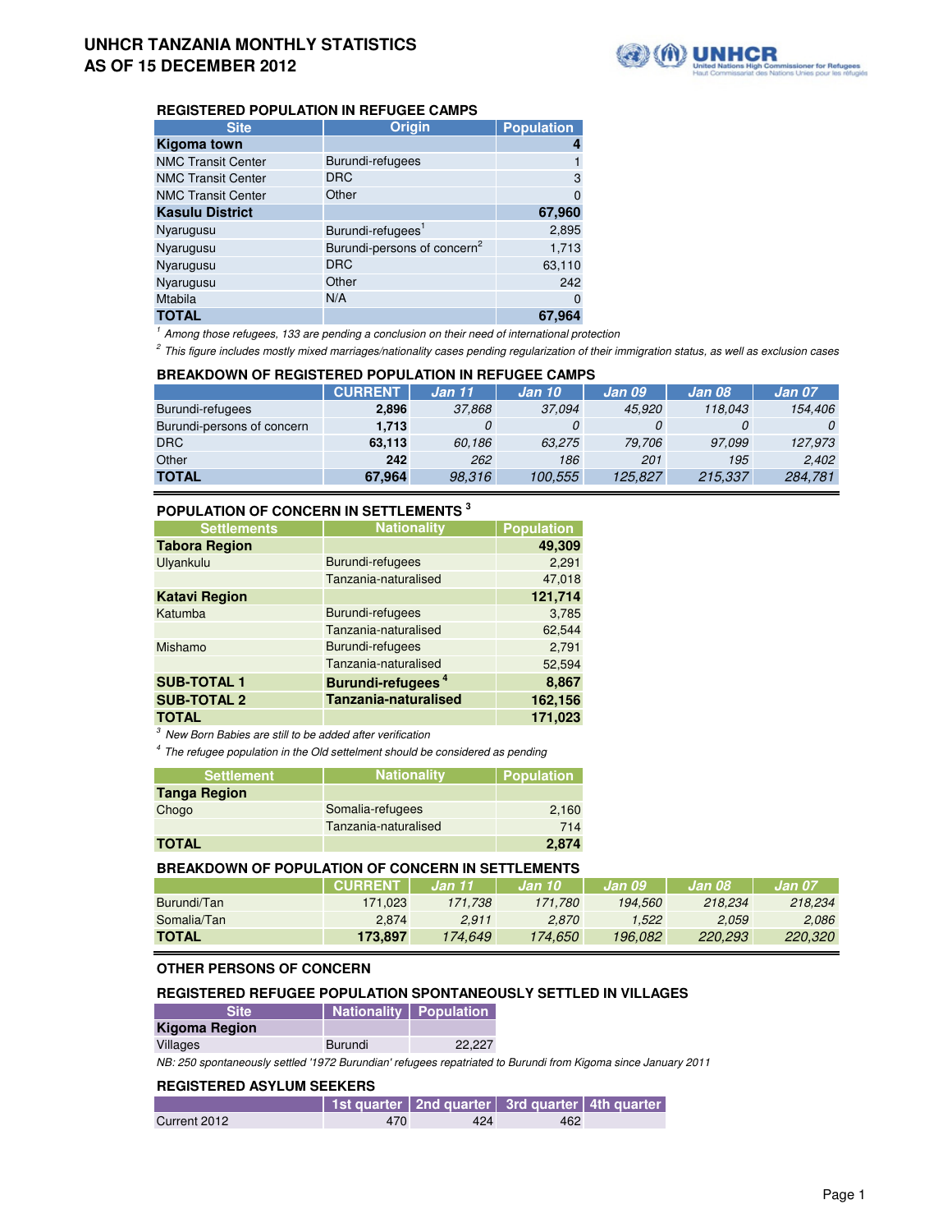# UNHCR TANZANIA MONTHLY STATISTICS
# AS OF 15 DECEMBER 2012

## REGISTERED POPULATION IN REFUGEE CAMPS

| Site | Origin | Population |
|---|---|---|
| **Kigoma town** | | **4** |
| NMC Transit Center | Burundi-refugees | 1 |
| NMC Transit Center | DRC | 3 |
| NMC Transit Center | Other | 0 |
| **Kasulu District** | | **67,960** |
| Nyarugusu | Burundi-refugees[1] | 2,895 |
| Nyarugusu | Burundi-persons of concern[2] | 1,713 |
| Nyarugusu | DRC | 63,110 |
| Nyarugusu | Other | 242 |
| Mtabila | N/A | 0 |
| **TOTAL** | | **67,964** |

*[1] Among those refugees, 133 are pending a conclusion on their need of international protection*

*[2] This figure includes mostly mixed marriages/nationality cases pending regularization of their immigration status, as well as exclusion cases*

## BREAKDOWN OF REGISTERED POPULATION IN REFUGEE CAMPS

| | CURRENT | Jan 11 | Jan 10 | Jan 09 | Jan 08 | Jan 07 |
|---|---|---|---|---|---|---|
| Burundi-refugees | **2,896** | *37,868* | *37,094* | *45,920* | *118,043* | *154,406* |
| Burundi-persons of concern | **1,713** | *0* | *0* | *0* | *0* | *0* |
| DRC | **63,113** | *60,186* | *63,275* | *79,706* | *97,099* | *127,973* |
| Other | **242** | *262* | *186* | *201* | *195* | *2,402* |
| **TOTAL** | **67,964** | *98,316* | *100,555* | *125,827* | *215,337* | *284,781* |

## POPULATION OF CONCERN IN SETTLEMENTS [3]

| Settlements | Nationality | Population |
|---|---|---|
| **Tabora Region** | | **49,309** |
| Ulyankulu | Burundi-refugees | 2,291 |
| | Tanzania-naturalised | 47,018 |
| **Katavi Region** | | **121,714** |
| Katumba | Burundi-refugees | 3,785 |
| | Tanzania-naturalised | 62,544 |
| Mishamo | Burundi-refugees | 2,791 |
| | Tanzania-naturalised | 52,594 |
| **SUB-TOTAL 1** | **Burundi-refugees [4]** | **8,867** |
| **SUB-TOTAL 2** | **Tanzania-naturalised** | **162,156** |
| **TOTAL** | | **171,023** |

*[3] New Born Babies are still to be added after verification*

*[4] The refugee population in the Old settelment should be considered as pending*

| Settlement | Nationality | Population |
|---|---|---|
| **Tanga Region** | | |
| Chogo | Somalia-refugees | 2,160 |
| | Tanzania-naturalised | 714 |
| **TOTAL** | | **2,874** |

## BREAKDOWN OF POPULATION OF CONCERN IN SETTLEMENTS

| | CURRENT | Jan 11 | Jan 10 | Jan 09 | Jan 08 | Jan 07 |
|---|---|---|---|---|---|---|
| Burundi/Tan | 171,023 | *171,738* | *171,780* | *194,560* | *218,234* | *218,234* |
| Somalia/Tan | 2,874 | *2,911* | *2,870* | *1,522* | *2,059* | *2,086* |
| **TOTAL** | **173,897** | *174,649* | *174,650* | *196,082* | *220,293* | *220,320* |

## OTHER PERSONS OF CONCERN

### REGISTERED REFUGEE POPULATION SPONTANEOUSLY SETTLED IN VILLAGES

| Site | Nationality | Population |
|---|---|---|
| **Kigoma Region** | | |
| Villages | Burundi | 22,227 |

*NB: 250 spontaneously settled '1972 Burundian' refugees repatriated to Burundi from Kigoma since January 2011*

### REGISTERED ASYLUM SEEKERS

| | 1st quarter | 2nd quarter | 3rd quarter | 4th quarter |
|---|---|---|---|---|
| Current 2012 | 470 | 424 | 462 | |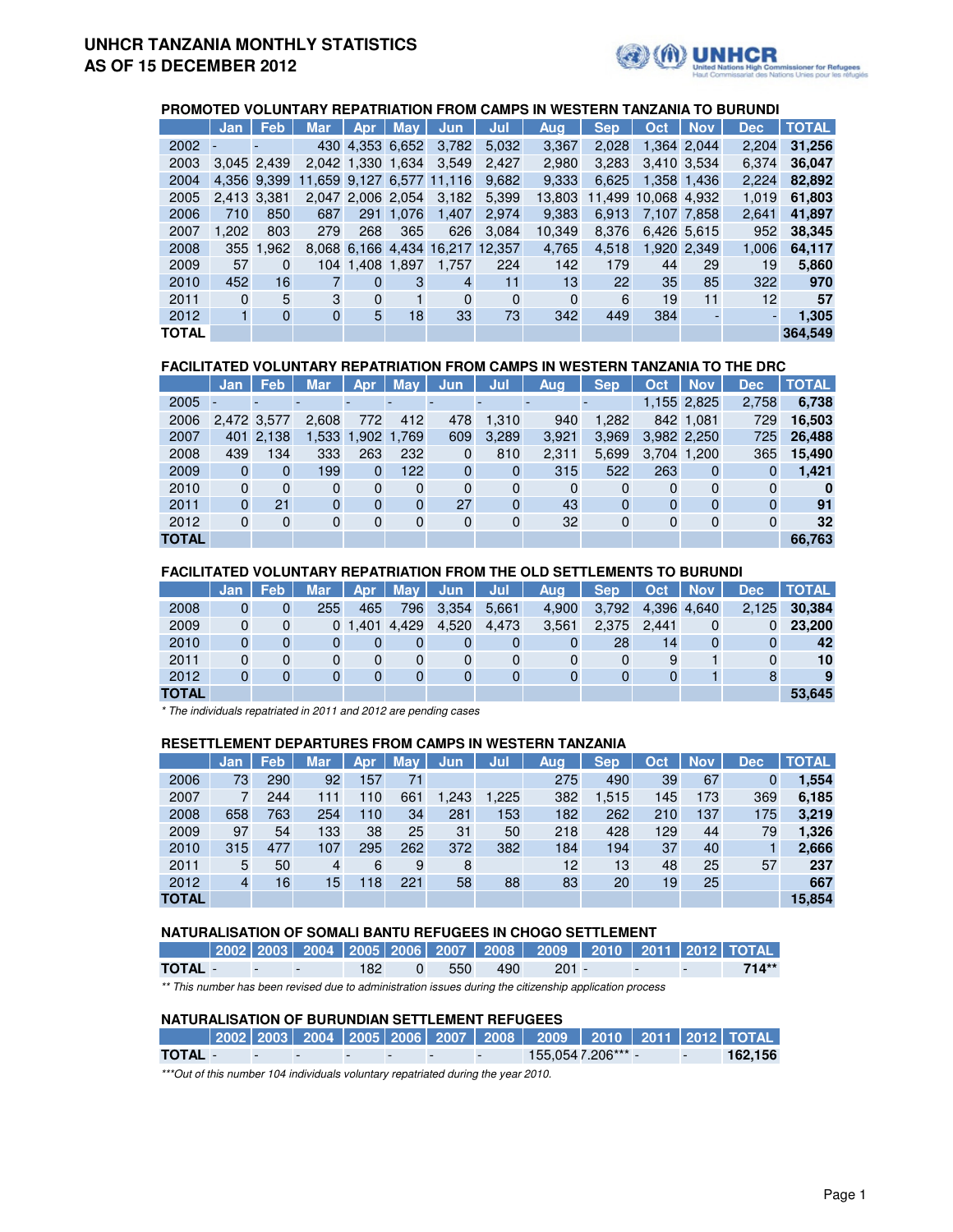# UNHCR TANZANIA MONTHLY STATISTICS
# AS OF 15 DECEMBER 2012

### PROMOTED VOLUNTARY REPATRIATION FROM CAMPS IN WESTERN TANZANIA TO BURUNDI

| | Jan | Feb | Mar | Apr | May | Jun | Jul | Aug | Sep | Oct | Nov | Dec | TOTAL |
|---|---|---|---|---|---|---|---|---|---|---|---|---|---|
| 2002 | - | - | 430 | 4,353 | 6,652 | 3,782 | 5,032 | 3,367 | 2,028 | 1,364 | 2,044 | 2,204 | **31,256** |
| 2003 | 3,045 | 2,439 | 2,042 | 1,330 | 1,634 | 3,549 | 2,427 | 2,980 | 3,283 | 3,410 | 3,534 | 6,374 | **36,047** |
| 2004 | 4,356 | 9,399 | 11,659 | 9,127 | 6,577 | 11,116 | 9,682 | 9,333 | 6,625 | 1,358 | 1,436 | 2,224 | **82,892** |
| 2005 | 2,413 | 3,381 | 2,047 | 2,006 | 2,054 | 3,182 | 5,399 | 13,803 | 11,499 | 10,068 | 4,932 | 1,019 | **61,803** |
| 2006 | 710 | 850 | 687 | 291 | 1,076 | 1,407 | 2,974 | 9,383 | 6,913 | 7,107 | 7,858 | 2,641 | **41,897** |
| 2007 | 1,202 | 803 | 279 | 268 | 365 | 626 | 3,084 | 10,349 | 8,376 | 6,426 | 5,615 | 952 | **38,345** |
| 2008 | 355 | 1,962 | 8,068 | 6,166 | 4,434 | 16,217 | 12,357 | 4,765 | 4,518 | 1,920 | 2,349 | 1,006 | **64,117** |
| 2009 | 57 | 0 | 104 | 1,408 | 1,897 | 1,757 | 224 | 142 | 179 | 44 | 29 | 19 | **5,860** |
| 2010 | 452 | 16 | 7 | 0 | 3 | 4 | 11 | 13 | 22 | 35 | 85 | 322 | **970** |
| 2011 | 0 | 5 | 3 | 0 | 1 | 0 | 0 | 0 | 6 | 19 | 11 | 12 | **57** |
| 2012 | 1 | 0 | 0 | 5 | 18 | 33 | 73 | 342 | 449 | 384 | - | - | **1,305** |
| **TOTAL** | | | | | | | | | | | | | **364,549** |

### FACILITATED VOLUNTARY REPATRIATION FROM CAMPS IN WESTERN TANZANIA TO THE DRC

| | Jan | Feb | Mar | Apr | May | Jun | Jul | Aug | Sep | Oct | Nov | Dec | TOTAL |
|---|---|---|---|---|---|---|---|---|---|---|---|---|---|
| 2005 | - | - | - | - | - | - | - | - | - | 1,155 | 2,825 | 2,758 | **6,738** |
| 2006 | 2,472 | 3,577 | 2,608 | 772 | 412 | 478 | 1,310 | 940 | 1,282 | 842 | 1,081 | 729 | **16,503** |
| 2007 | 401 | 2,138 | 1,533 | 1,902 | 1,769 | 609 | 3,289 | 3,921 | 3,969 | 3,982 | 2,250 | 725 | **26,488** |
| 2008 | 439 | 134 | 333 | 263 | 232 | 0 | 810 | 2,311 | 5,699 | 3,704 | 1,200 | 365 | **15,490** |
| 2009 | 0 | 0 | 199 | 0 | 122 | 0 | 0 | 315 | 522 | 263 | 0 | 0 | **1,421** |
| 2010 | 0 | 0 | 0 | 0 | 0 | 0 | 0 | 0 | 0 | 0 | 0 | 0 | **0** |
| 2011 | 0 | 21 | 0 | 0 | 0 | 27 | 0 | 43 | 0 | 0 | 0 | 0 | **91** |
| 2012 | 0 | 0 | 0 | 0 | 0 | 0 | 0 | 32 | 0 | 0 | 0 | 0 | **32** |
| **TOTAL** | | | | | | | | | | | | | **66,763** |

### FACILITATED VOLUNTARY REPATRIATION FROM THE OLD SETTLEMENTS TO BURUNDI

| | Jan | Feb | Mar | Apr | May | Jun | Jul | Aug | Sep | Oct | Nov | Dec | TOTAL |
|---|---|---|---|---|---|---|---|---|---|---|---|---|---|
| 2008 | 0 | 0 | 255 | 465 | 796 | 3,354 | 5,661 | 4,900 | 3,792 | 4,396 | 4,640 | 2,125 | **30,384** |
| 2009 | 0 | 0 | 0 | 1,401 | 4,429 | 4,520 | 4,473 | 3,561 | 2,375 | 2,441 | 0 | 0 | **23,200** |
| 2010 | 0 | 0 | 0 | 0 | 0 | 0 | 0 | 0 | 28 | 14 | 0 | 0 | **42** |
| 2011 | 0 | 0 | 0 | 0 | 0 | 0 | 0 | 0 | 0 | 9 | 1 | 0 | **10** |
| 2012 | 0 | 0 | 0 | 0 | 0 | 0 | 0 | 0 | 0 | 0 | 1 | 8 | **9** |
| **TOTAL** | | | | | | | | | | | | | **53,645** |

*\* The individuals repatriated in 2011 and 2012 are pending cases*

### RESETTLEMENT DEPARTURES FROM CAMPS IN WESTERN TANZANIA

| | Jan | Feb | Mar | Apr | May | Jun | Jul | Aug | Sep | Oct | Nov | Dec | TOTAL |
|---|---|---|---|---|---|---|---|---|---|---|---|---|---|
| 2006 | 73 | 290 | 92 | 157 | 71 | | | 275 | 490 | 39 | 67 | 0 | **1,554** |
| 2007 | 7 | 244 | 111 | 110 | 661 | 1,243 | 1,225 | 382 | 1,515 | 145 | 173 | 369 | **6,185** |
| 2008 | 658 | 763 | 254 | 110 | 34 | 281 | 153 | 182 | 262 | 210 | 137 | 175 | **3,219** |
| 2009 | 97 | 54 | 133 | 38 | 25 | 31 | 50 | 218 | 428 | 129 | 44 | 79 | **1,326** |
| 2010 | 315 | 477 | 107 | 295 | 262 | 372 | 382 | 184 | 194 | 37 | 40 | 1 | **2,666** |
| 2011 | 5 | 50 | 4 | 6 | 9 | 8 | | 12 | 13 | 48 | 25 | 57 | **237** |
| 2012 | 4 | 16 | 15 | 118 | 221 | 58 | 88 | 83 | 20 | 19 | 25 | | **667** |
| **TOTAL** | | | | | | | | | | | | | **15,854** |

### NATURALISATION OF SOMALI BANTU REFUGEES IN CHOGO SETTLEMENT

| | 2002 | 2003 | 2004 | 2005 | 2006 | 2007 | 2008 | 2009 | 2010 | 2011 | 2012 | TOTAL |
|---|---|---|---|---|---|---|---|---|---|---|---|---|
| **TOTAL** | - | - | - | 182 | 0 | 550 | 490 | 201 | - | - | - | **714\*\*** |

*\*\* This number has been revised due to administration issues during the citizenship application process*

### NATURALISATION OF BURUNDIAN SETTLEMENT REFUGEES

| | 2002 | 2003 | 2004 | 2005 | 2006 | 2007 | 2008 | 2009 | 2010 | 2011 | 2012 | TOTAL |
|---|---|---|---|---|---|---|---|---|---|---|---|---|
| **TOTAL** | - | - | - | - | - | - | - | 155,054 | 7.206\*\*\* | - | - | **162,156** |

*\*\*\*Out of this number 104 individuals voluntary repatriated during the year 2010.*